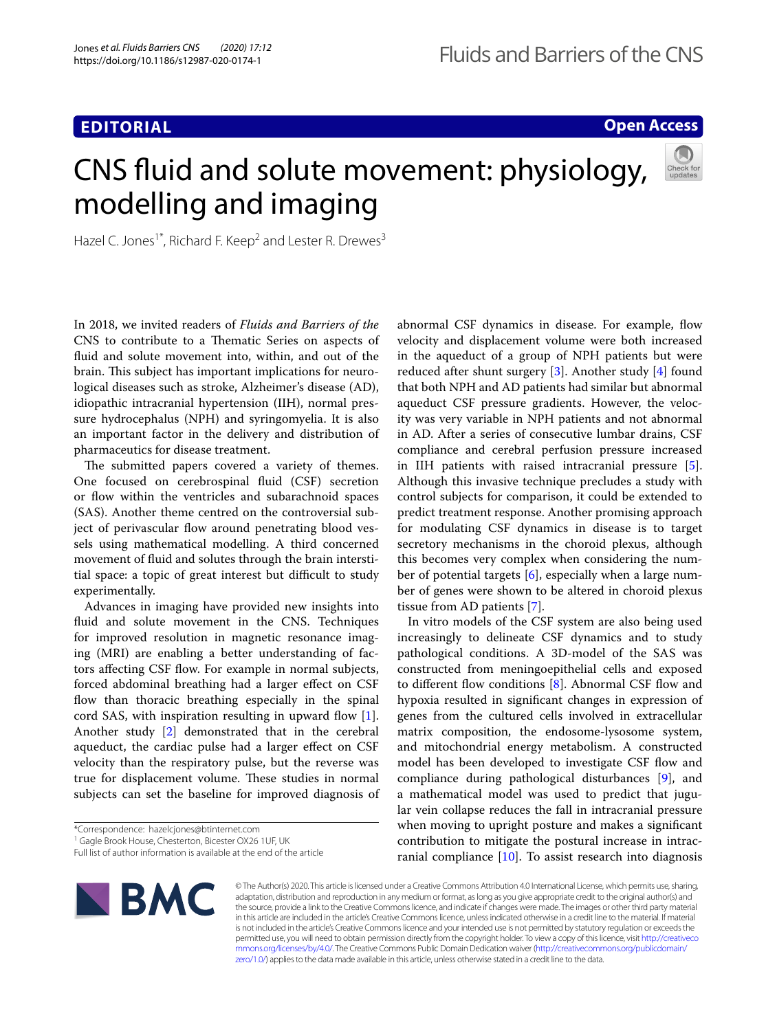**EDITORIAL**

**Open Access**

# CNS fluid and solute movement: physiology, modelling and imaging

Hazel C. Jones[1*], Richard F. Keep[2] and Lester R. Drewes[3]

In 2018, we invited readers of *Fluids and Barriers of the* CNS to contribute to a Thematic Series on aspects of fluid and solute movement into, within, and out of the brain. This subject has important implications for neurological diseases such as stroke, Alzheimer's disease (AD), idiopathic intracranial hypertension (IIH), normal pressure hydrocephalus (NPH) and syringomyelia. It is also an important factor in the delivery and distribution of pharmaceuticals for disease treatment.

The submitted papers covered a variety of themes. One focused on cerebrospinal fluid (CSF) secretion or flow within the ventricles and subarachnoid spaces (SAS). Another theme centred on the controversial subject of perivascular flow around penetrating blood vessels using mathematical modelling. A third concerned movement of fluid and solutes through the brain interstitial space: a topic of great interest but difficult to study experimentally.

Advances in imaging have provided new insights into fluid and solute movement in the CNS. Techniques for improved resolution in magnetic resonance imaging (MRI) are enabling a better understanding of factors affecting CSF flow. For example in normal subjects, forced abdominal breathing had a larger effect on CSF flow than thoracic breathing especially in the spinal cord SAS, with inspiration resulting in upward flow [1]. Another study [2] demonstrated that in the cerebral aqueduct, the cardiac pulse had a larger effect on CSF velocity than the respiratory pulse, but the reverse was true for displacement volume. These studies in normal subjects can set the baseline for improved diagnosis of abnormal CSF dynamics in disease. For example, flow velocity and displacement volume were both increased in the aqueduct of a group of NPH patients but were reduced after shunt surgery [3]. Another study [4] found that both NPH and AD patients had similar but abnormal aqueduct CSF pressure gradients. However, the velocity was very variable in NPH patients and not abnormal in AD. After a series of consecutive lumbar drains, CSF compliance and cerebral perfusion pressure increased in IIH patients with raised intracranial pressure [5]. Although this invasive technique precludes a study with control subjects for comparison, it could be extended to predict treatment response. Another promising approach for modulating CSF dynamics in disease is to target secretory mechanisms in the choroid plexus, although this becomes very complex when considering the number of potential targets [6], especially when a large number of genes were shown to be altered in choroid plexus tissue from AD patients [7].

In vitro models of the CSF system are also being used increasingly to delineate CSF dynamics and to study pathological conditions. A 3D-model of the SAS was constructed from meningoepithelial cells and exposed to different flow conditions [8]. Abnormal CSF flow and hypoxia resulted in significant changes in expression of genes from the cultured cells involved in extracellular matrix composition, the endosome-lysosome system, and mitochondrial energy metabolism. A constructed model has been developed to investigate CSF flow and compliance during pathological disturbances [9], and a mathematical model was used to predict that jugular vein collapse reduces the fall in intracranial pressure when moving to upright posture and makes a significant contribution to mitigate the postural increase in intracranial compliance [10]. To assist research into diagnosis

*Correspondence: hazelcjones@btinternet.com
[1] Gagle Brook House, Chesterton, Bicester OX26 1UF, UK
Full list of author information is available at the end of the article

© The Author(s) 2020. This article is licensed under a Creative Commons Attribution 4.0 International License, which permits use, sharing, adaptation, distribution and reproduction in any medium or format, as long as you give appropriate credit to the original author(s) and the source, provide a link to the Creative Commons licence, and indicate if changes were made. The images or other third party material in this article are included in the article's Creative Commons licence, unless indicated otherwise in a credit line to the material. If material is not included in the article's Creative Commons licence and your intended use is not permitted by statutory regulation or exceeds the permitted use, you will need to obtain permission directly from the copyright holder. To view a copy of this licence, visit http://creativecommons.org/licenses/by/4.0/. The Creative Commons Public Domain Dedication waiver (http://creativecommons.org/publicdomain/zero/1.0/) applies to the data made available in this article, unless otherwise stated in a credit line to the data.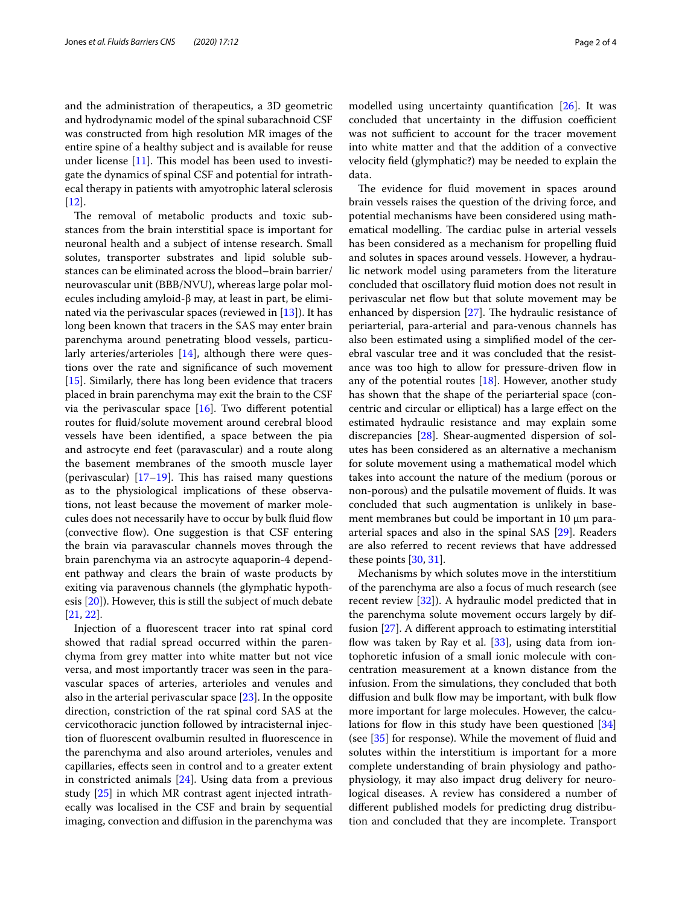and the administration of therapeutics, a 3D geometric and hydrodynamic model of the spinal subarachnoid CSF was constructed from high resolution MR images of the entire spine of a healthy subject and is available for reuse under license [11]. This model has been used to investigate the dynamics of spinal CSF and potential for intrathecal therapy in patients with amyotrophic lateral sclerosis [12].

The removal of metabolic products and toxic substances from the brain interstitial space is important for neuronal health and a subject of intense research. Small solutes, transporter substrates and lipid soluble substances can be eliminated across the blood–brain barrier/neurovascular unit (BBB/NVU), whereas large polar molecules including amyloid-β may, at least in part, be eliminated via the perivascular spaces (reviewed in [13]). It has long been known that tracers in the SAS may enter brain parenchyma around penetrating blood vessels, particularly arteries/arterioles [14], although there were questions over the rate and significance of such movement [15]. Similarly, there has long been evidence that tracers placed in brain parenchyma may exit the brain to the CSF via the perivascular space [16]. Two different potential routes for fluid/solute movement around cerebral blood vessels have been identified, a space between the pia and astrocyte end feet (paravascular) and a route along the basement membranes of the smooth muscle layer (perivascular) [17–19]. This has raised many questions as to the physiological implications of these observations, not least because the movement of marker molecules does not necessarily have to occur by bulk fluid flow (convective flow). One suggestion is that CSF entering the brain via paravascular channels moves through the brain parenchyma via an astrocyte aquaporin-4 dependent pathway and clears the brain of waste products by exiting via paravenous channels (the glymphatic hypothesis [20]). However, this is still the subject of much debate [21, 22].

Injection of a fluorescent tracer into rat spinal cord showed that radial spread occurred within the parenchyma from grey matter into white matter but not vice versa, and most importantly tracer was seen in the paravascular spaces of arteries, arterioles and venules and also in the arterial perivascular space [23]. In the opposite direction, constriction of the rat spinal cord SAS at the cervicothoracic junction followed by intracisternal injection of fluorescent ovalbumin resulted in fluorescence in the parenchyma and also around arterioles, venules and capillaries, effects seen in control and to a greater extent in constricted animals [24]. Using data from a previous study [25] in which MR contrast agent injected intrathecally was localised in the CSF and brain by sequential imaging, convection and diffusion in the parenchyma was modelled using uncertainty quantification [26]. It was concluded that uncertainty in the diffusion coefficient was not sufficient to account for the tracer movement into white matter and that the addition of a convective velocity field (glymphatic?) may be needed to explain the data.

The evidence for fluid movement in spaces around brain vessels raises the question of the driving force, and potential mechanisms have been considered using mathematical modelling. The cardiac pulse in arterial vessels has been considered as a mechanism for propelling fluid and solutes in spaces around vessels. However, a hydraulic network model using parameters from the literature concluded that oscillatory fluid motion does not result in perivascular net flow but that solute movement may be enhanced by dispersion [27]. The hydraulic resistance of periarterial, para-arterial and para-venous channels has also been estimated using a simplified model of the cerebral vascular tree and it was concluded that the resistance was too high to allow for pressure-driven flow in any of the potential routes [18]. However, another study has shown that the shape of the periarterial space (concentric and circular or elliptical) has a large effect on the estimated hydraulic resistance and may explain some discrepancies [28]. Shear-augmented dispersion of solutes has been considered as an alternative a mechanism for solute movement using a mathematical model which takes into account the nature of the medium (porous or non-porous) and the pulsatile movement of fluids. It was concluded that such augmentation is unlikely in basement membranes but could be important in 10 µm para-arterial spaces and also in the spinal SAS [29]. Readers are also referred to recent reviews that have addressed these points [30, 31].

Mechanisms by which solutes move in the interstitium of the parenchyma are also a focus of much research (see recent review [32]). A hydraulic model predicted that in the parenchyma solute movement occurs largely by diffusion [27]. A different approach to estimating interstitial flow was taken by Ray et al. [33], using data from iontophoretic infusion of a small ionic molecule with concentration measurement at a known distance from the infusion. From the simulations, they concluded that both diffusion and bulk flow may be important, with bulk flow more important for large molecules. However, the calculations for flow in this study have been questioned [34] (see [35] for response). While the movement of fluid and solutes within the interstitium is important for a more complete understanding of brain physiology and pathophysiology, it may also impact drug delivery for neurological diseases. A review has considered a number of different published models for predicting drug distribution and concluded that they are incomplete. Transport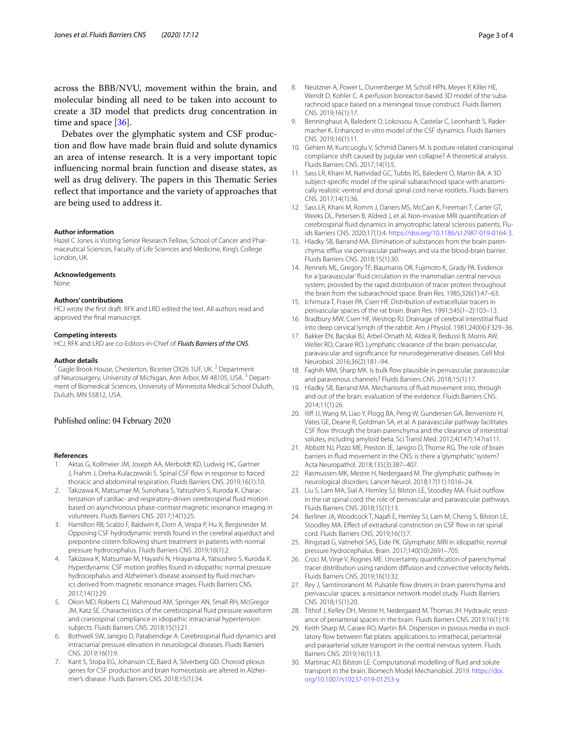across the BBB/NVU, movement within the brain, and molecular binding all need to be taken into account to create a 3D model that predicts drug concentration in time and space [36].

Debates over the glymphatic system and CSF production and flow have made brain fluid and solute dynamics an area of intense research. It is a very important topic influencing normal brain function and disease states, as well as drug delivery. The papers in this Thematic Series reflect that importance and the variety of approaches that are being used to address it.

#### Author information

Hazel C Jones is Visiting Senior Research Fellow, School of Cancer and Pharmaceutical Sciences, Faculty of Life Sciences and Medicine, King's College London, UK.

#### Acknowledgements

None.

#### Authors' contributions

HCJ wrote the first draft. RFK and LRD edited the text. All authors read and approved the final manuscript.

#### Competing interests

HCJ, RFK and LRD are co-Editors-in-Chief of *Fluids Barriers of the CNS*.

#### Author details

[1] Gagle Brook House, Chesterton, Bicester OX26 1UF, UK. [2] Department of Neurosurgery, University of Michigan, Ann Arbor, MI 48105, USA. [3] Department of Biomedical Sciences, University of Minnesota Medical School Duluth, Duluth, MN 55812, USA.

Published online: 04 February 2020

#### References

1. Aktas G, Kollmeier JM, Joseph AA, Merboldt KD, Ludwig HC, Gartner J, Frahm J, Dreha-Kulaczewski S. Spinal CSF flow in response to forced thoracic and abdominal respiration. Fluids Barriers CNS. 2019;16(1):10.
2. Takizawa K, Matsumae M, Sunohara S, Yatsushiro S, Kuroda K. Characterization of cardiac- and respiratory-driven cerebrospinal fluid motion based on asynchronous phase-contrast magnetic resonance imaging in volunteers. Fluids Barriers CNS. 2017;14(1):25.
3. Hamilton RB, Scalzo F, Baldwin K, Dorn A, Vespa P, Hu X, Bergsneider M. Opposing CSF hydrodynamic trends found in the cerebral aqueduct and prepontine cistern following shunt treatment in patients with normal pressure hydrocephalus. Fluids Barriers CNS. 2019;16(1):2.
4. Takizawa K, Matsumae M, Hayashi N, Hirayama A, Yatsushiro S, Kuroda K. Hyperdynamic CSF motion profiles found in idiopathic normal pressure hydrocephalus and Alzheimer's disease assessed by fluid mechanics derived from magnetic resonance images. Fluids Barriers CNS. 2017;14(1):29.
5. Okon MD, Roberts CJ, Mahmoud AM, Springer AN, Small RH, McGregor JM, Katz SE. Characteristics of the cerebrospinal fluid pressure waveform and craniospinal compliance in idiopathic intracranial hypertension subjects. Fluids Barriers CNS. 2018;15(1):21.
6. Bothwell SW, Janigro D, Patabendige A. Cerebrospinal fluid dynamics and intracranial pressure elevation in neurological diseases. Fluids Barriers CNS. 2019;16(1):9.
7. Kant S, Stopa EG, Johanson CE, Baird A, Silverberg GD. Choroid plexus genes for CSF production and brain homeostasis are altered in Alzheimer's disease. Fluids Barriers CNS. 2018;15(1):34.
8. Neutzner A, Power L, Durrenberger M, Scholl HPN, Meyer P, Killer HE, Wendt D, Kohler C. A perfusion bioreactor-based 3D model of the subarachnoid space based on a meningeal tissue construct. Fluids Barriers CNS. 2019;16(1):17.
9. Benninghaus A, Baledent O, Lokossou A, Castelar C, Leonhardt S, Radermacher K. Enhanced in vitro model of the CSF dynamics. Fluids Barriers CNS. 2019;16(1):11.
10. Gehlen M, Kurtcuoglu V, Schmid Daners M. Is posture-related craniospinal compliance shift caused by jugular vein collapse? A theoretical analysis. Fluids Barriers CNS. 2017;14(1):5.
11. Sass LR, Khani M, Natividad GC, Tubbs RS, Baledent O, Martin BA. A 3D subject-specific model of the spinal subarachnoid space with anatomically realistic ventral and dorsal spinal cord nerve rootlets. Fluids Barriers CNS. 2017;14(1):36.
12. Sass LR, Khani M, Romm J, Daners MS, McCain K, Freeman T, Carter GT, Weeks DL, Petersen B, Aldred J, et al. Non-invasive MRI quantification of cerebrospinal fluid dynamics in amyotrophic lateral sclerosis patients. Fluids Barriers CNS. 2020;17(1):4. https://doi.org/10.1186/s12987-019-0164-3.
13. Hladky SB, Barrand MA. Elimination of substances from the brain parenchyma: efflux via perivascular pathways and via the blood-brain barrier. Fluids Barriers CNS. 2018;15(1):30.
14. Rennels ML, Gregory TF, Blaumanis OR, Fujimoto K, Grady PA. Evidence for a 'paravascular' fluid circulation in the mammalian central nervous system, provided by the rapid distribution of tracer protein throughout the brain from the subarachnoid space. Brain Res. 1985;326(1):47–63.
15. Ichimura T, Fraser PA, Cserr HF. Distribution of extracellular tracers in perivascular spaces of the rat brain. Brain Res. 1991;545(1–2):103–13.
16. Bradbury MW, Cserr HF, Westrop RJ. Drainage of cerebral interstitial fluid into deep cervical lymph of the rabbit. Am J Physiol. 1981;240(4):F329–36.
17. Bakker EN, Bacskai BJ, Arbel-Ornath M, Aldea R, Bedussi B, Morris AW, Weller RO, Carare RO. Lymphatic clearance of the brain: perivascular, paravascular and significance for neurodegenerative diseases. Cell Mol Neurobiol. 2016;36(2):181–94.
18. Faghih MM, Sharp MK. Is bulk flow plausible in perivascular, paravascular and paravenous channels? Fluids Barriers CNS. 2018;15(1):17.
19. Hladky SB, Barrand MA. Mechanisms of fluid movement into, through and out of the brain: evaluation of the evidence. Fluids Barriers CNS. 2014;11(1):26.
20. Iliff JJ, Wang M, Liao Y, Plogg BA, Peng W, Gundersen GA, Benveniste H, Vates GE, Deane R, Goldman SA, et al. A paravascular pathway facilitates CSF flow through the brain parenchyma and the clearance of interstitial solutes, including amyloid beta. Sci Transl Med. 2012;4(147):147ra111.
21. Abbott NJ, Pizzo ME, Preston JE, Janigro D, Thorne RG. The role of brain barriers in fluid movement in the CNS: is there a 'glymphatic' system? Acta Neuropathol. 2018;135(3):387–407.
22. Rasmussen MK, Mestre H, Nedergaard M. The glymphatic pathway in neurological disorders. Lancet Neurol. 2018;17(11):1016–24.
23. Liu S, Lam MA, Sial A, Hemley SJ, Bilston LE, Stoodley MA. Fluid outflow in the rat spinal cord: the role of perivascular and paravascular pathways. Fluids Barriers CNS. 2018;15(1):13.
24. Berliner JA, Woodcock T, Najafi E, Hemley SJ, Lam M, Cheng S, Bilston LE, Stoodley MA. Effect of extradural constriction on CSF flow in rat spinal cord. Fluids Barriers CNS. 2019;16(1):7.
25. Ringstad G, Vatnehol SAS, Eide PK. Glymphatic MRI in idiopathic normal pressure hydrocephalus. Brain. 2017;140(10):2691–705.
26. Croci M, Vinje V, Rognes ME. Uncertainty quantification of parenchymal tracer distribution using random diffusion and convective velocity fields. Fluids Barriers CNS. 2019;16(1):32.
27. Rey J, Sarntinoranont M. Pulsatile flow drivers in brain parenchyma and perivascular spaces: a resistance network model study. Fluids Barriers CNS. 2018;15(1):20.
28. Tithof J, Kelley DH, Mestre H, Nedergaard M, Thomas JH. Hydraulic resistance of periarterial spaces in the brain. Fluids Barriers CNS. 2019;16(1):19.
29. Keith Sharp M, Carare RO, Martin BA. Dispersion in porous media in oscillatory flow between flat plates: applications to intrathecal, periarterial and paraarterial solute transport in the central nervous system. Fluids Barriers CNS. 2019;16(1):13.
30. Martinac AD, Bilston LE. Computational modelling of fluid and solute transport in the brain. Biomech Model Mechanobiol. 2019. https://doi.org/10.1007/s10237-019-01253-y.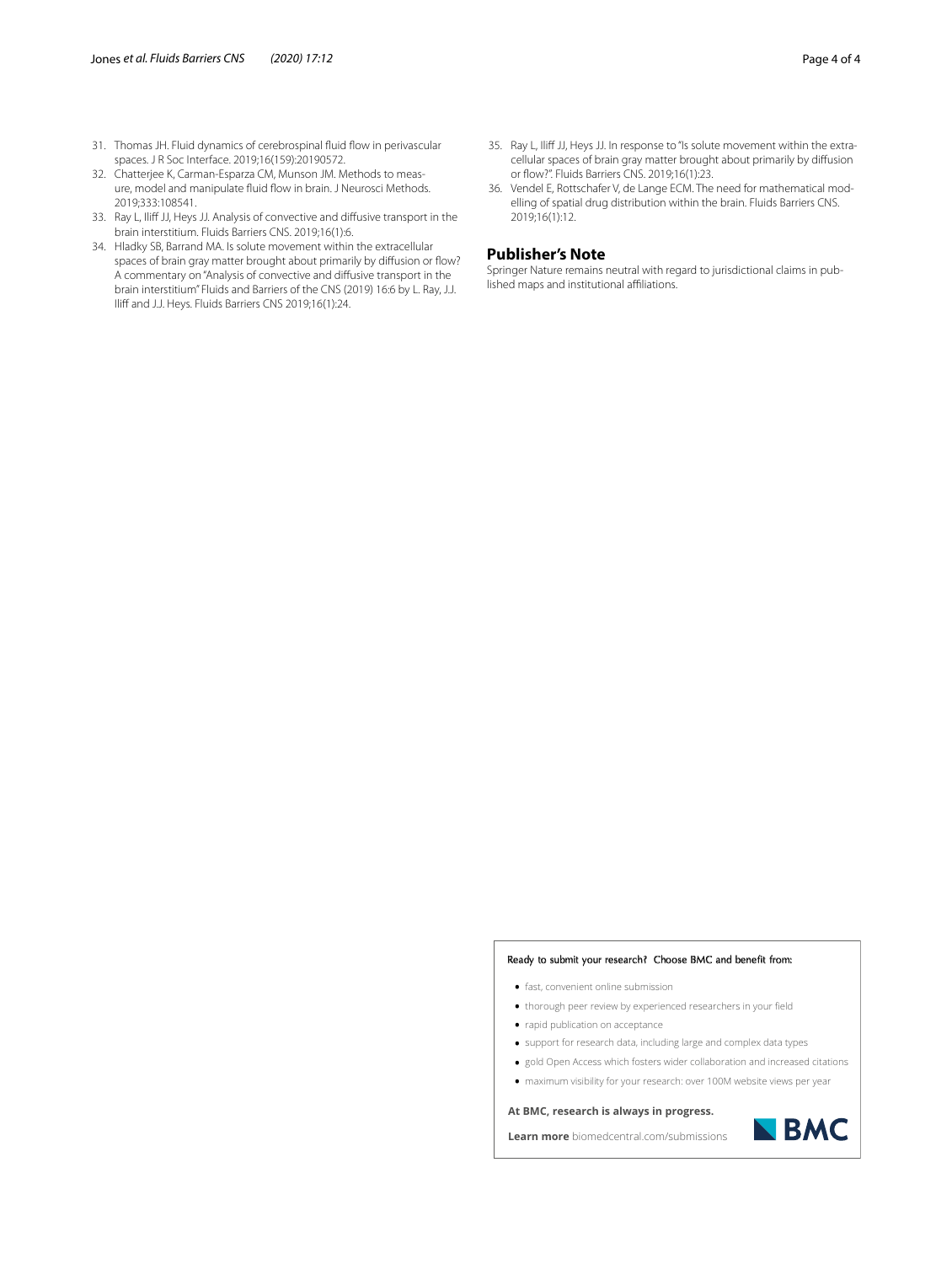31. Thomas JH. Fluid dynamics of cerebrospinal fluid flow in perivascular spaces. J R Soc Interface. 2019;16(159):20190572.
32. Chatterjee K, Carman-Esparza CM, Munson JM. Methods to measure, model and manipulate fluid flow in brain. J Neurosci Methods. 2019;333:108541.
33. Ray L, Iliff JJ, Heys JJ. Analysis of convective and diffusive transport in the brain interstitium. Fluids Barriers CNS. 2019;16(1):6.
34. Hladky SB, Barrand MA. Is solute movement within the extracellular spaces of brain gray matter brought about primarily by diffusion or flow? A commentary on "Analysis of convective and diffusive transport in the brain interstitium" Fluids and Barriers of the CNS (2019) 16:6 by L. Ray, J.J. Iliff and J.J. Heys. Fluids Barriers CNS 2019;16(1):24.
35. Ray L, Iliff JJ, Heys JJ. In response to "Is solute movement within the extracellular spaces of brain gray matter brought about primarily by diffusion or flow?". Fluids Barriers CNS. 2019;16(1):23.
36. Vendel E, Rottschafer V, de Lange ECM. The need for mathematical modelling of spatial drug distribution within the brain. Fluids Barriers CNS. 2019;16(1):12.

## Publisher's Note

Springer Nature remains neutral with regard to jurisdictional claims in published maps and institutional affiliations.

Ready to submit your research? Choose BMC and benefit from:

- fast, convenient online submission
- thorough peer review by experienced researchers in your field
- rapid publication on acceptance
- support for research data, including large and complex data types
- gold Open Access which fosters wider collaboration and increased citations
- maximum visibility for your research: over 100M website views per year

**At BMC, research is always in progress.**

**Learn more** biomedcentral.com/submissions

BMC